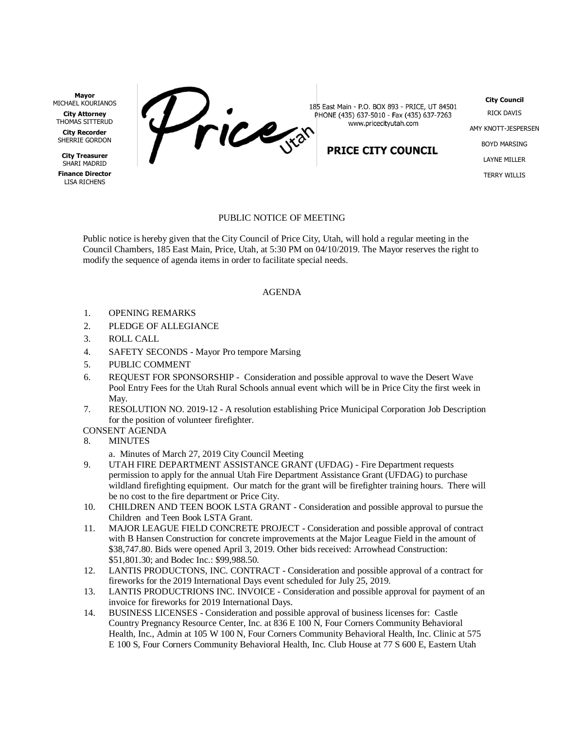**Mayor**
MICHAEL KOURIANOS

**City Attorney**
THOMAS SITTERUD

**City Recorder**
SHERRIE GORDON

**City Treasurer**
SHARI MADRID

**Finance Director**
LISA RICHENS

Price Utah

185 East Main - P.O. BOX 893 - PRICE, UT 84501
PHONE (435) 637-5010 - Fax (435) 637-7263
www.pricecityutah.com

**PRICE CITY COUNCIL**

**City Council**
RICK DAVIS
AMY KNOTT-JESPERSEN
BOYD MARSING
LAYNE MILLER
TERRY WILLIS

PUBLIC NOTICE OF MEETING

Public notice is hereby given that the City Council of Price City, Utah, will hold a regular meeting in the Council Chambers, 185 East Main, Price, Utah, at 5:30 PM on 04/10/2019. The Mayor reserves the right to modify the sequence of agenda items in order to facilitate special needs.

AGENDA

1. OPENING REMARKS
2. PLEDGE OF ALLEGIANCE
3. ROLL CALL
4. SAFETY SECONDS - Mayor Pro tempore Marsing
5. PUBLIC COMMENT
6. REQUEST FOR SPONSORSHIP - Consideration and possible approval to wave the Desert Wave Pool Entry Fees for the Utah Rural Schools annual event which will be in Price City the first week in May.
7. RESOLUTION NO. 2019-12 - A resolution establishing Price Municipal Corporation Job Description for the position of volunteer firefighter.

CONSENT AGENDA

8. MINUTES
   a. Minutes of March 27, 2019 City Council Meeting
9. UTAH FIRE DEPARTMENT ASSISTANCE GRANT (UFDAG) - Fire Department requests permission to apply for the annual Utah Fire Department Assistance Grant (UFDAG) to purchase wildland firefighting equipment. Our match for the grant will be firefighter training hours. There will be no cost to the fire department or Price City.
10. CHILDREN AND TEEN BOOK LSTA GRANT - Consideration and possible approval to pursue the Children and Teen Book LSTA Grant.
11. MAJOR LEAGUE FIELD CONCRETE PROJECT - Consideration and possible approval of contract with B Hansen Construction for concrete improvements at the Major League Field in the amount of $38,747.80. Bids were opened April 3, 2019. Other bids received: Arrowhead Construction: $51,801.30; and Bodec Inc.: $99,988.50.
12. LANTIS PRODUCTONS, INC. CONTRACT - Consideration and possible approval of a contract for fireworks for the 2019 International Days event scheduled for July 25, 2019.
13. LANTIS PRODUCTRIONS INC. INVOICE - Consideration and possible approval for payment of an invoice for fireworks for 2019 International Days.
14. BUSINESS LICENSES - Consideration and possible approval of business licenses for: Castle Country Pregnancy Resource Center, Inc. at 836 E 100 N, Four Corners Community Behavioral Health, Inc., Admin at 105 W 100 N, Four Corners Community Behavioral Health, Inc. Clinic at 575 E 100 S, Four Corners Community Behavioral Health, Inc. Club House at 77 S 600 E, Eastern Utah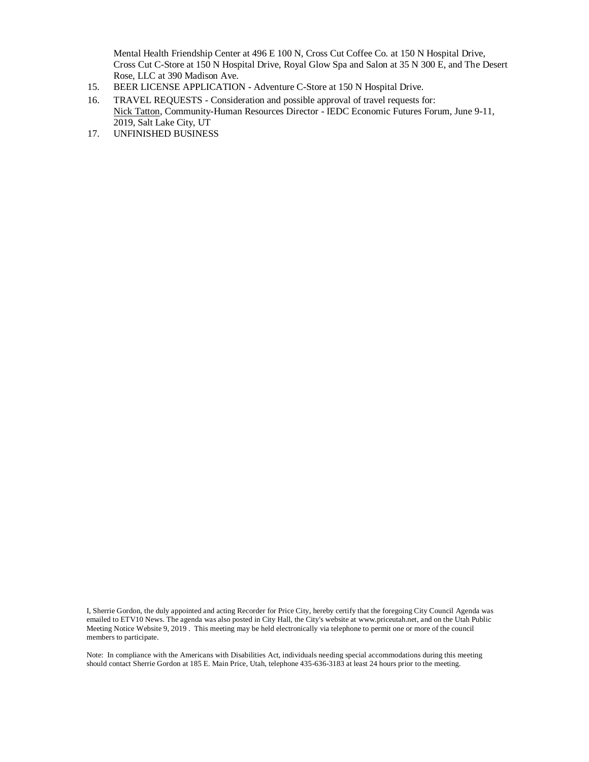Mental Health Friendship Center at 496 E 100 N, Cross Cut Coffee Co. at 150 N Hospital Drive, Cross Cut C-Store at 150 N Hospital Drive, Royal Glow Spa and Salon at 35 N 300 E, and The Desert Rose, LLC at 390 Madison Ave.

15. BEER LICENSE APPLICATION - Adventure C-Store at 150 N Hospital Drive.
16. TRAVEL REQUESTS - Consideration and possible approval of travel requests for: <u>Nick Tatton</u>, Community-Human Resources Director - IEDC Economic Futures Forum, June 9-11, 2019, Salt Lake City, UT
17. UNFINISHED BUSINESS

I, Sherrie Gordon, the duly appointed and acting Recorder for Price City, hereby certify that the foregoing City Council Agenda was emailed to ETV10 News. The agenda was also posted in City Hall, the City's website at www.priceutah.net, and on the Utah Public Meeting Notice Website 9, 2019 . This meeting may be held electronically via telephone to permit one or more of the council members to participate.

Note: In compliance with the Americans with Disabilities Act, individuals needing special accommodations during this meeting should contact Sherrie Gordon at 185 E. Main Price, Utah, telephone 435-636-3183 at least 24 hours prior to the meeting.